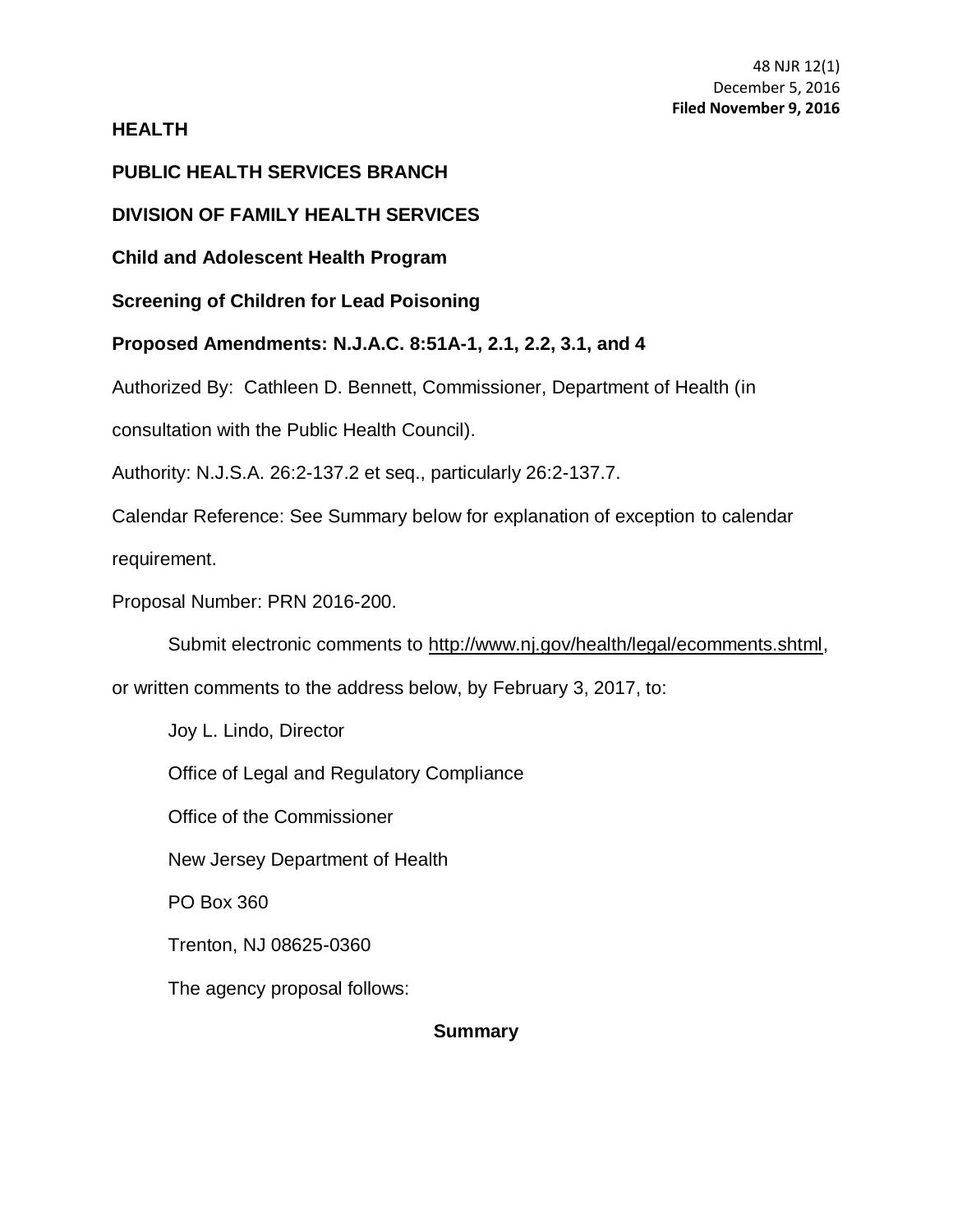48 NJR 12(1)
December 5, 2016
**Filed November 9, 2016**

**HEALTH**

**PUBLIC HEALTH SERVICES BRANCH**

**DIVISION OF FAMILY HEALTH SERVICES**

**Child and Adolescent Health Program**

**Screening of Children for Lead Poisoning**

**Proposed Amendments: N.J.A.C. 8:51A-1, 2.1, 2.2, 3.1, and 4**

Authorized By: Cathleen D. Bennett, Commissioner, Department of Health (in consultation with the Public Health Council).

Authority: N.J.S.A. 26:2-137.2 et seq., particularly 26:2-137.7.

Calendar Reference: See Summary below for explanation of exception to calendar requirement.

Proposal Number: PRN 2016-200.

Submit electronic comments to http://www.nj.gov/health/legal/ecomments.shtml, or written comments to the address below, by February 3, 2017, to:

Joy L. Lindo, Director

Office of Legal and Regulatory Compliance

Office of the Commissioner

New Jersey Department of Health

PO Box 360

Trenton, NJ 08625-0360

The agency proposal follows:

## Summary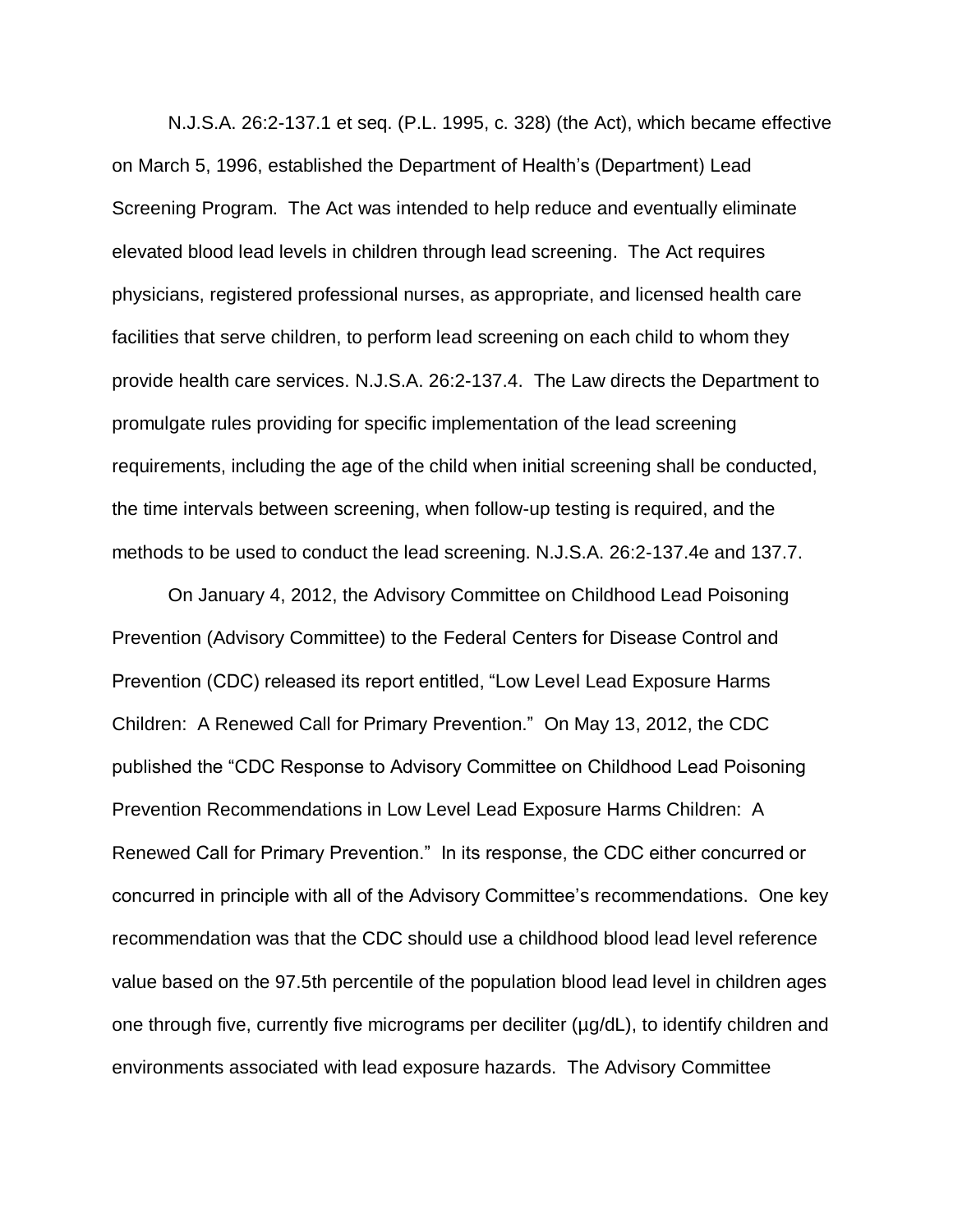N.J.S.A. 26:2-137.1 et seq. (P.L. 1995, c. 328) (the Act), which became effective on March 5, 1996, established the Department of Health's (Department) Lead Screening Program. The Act was intended to help reduce and eventually eliminate elevated blood lead levels in children through lead screening. The Act requires physicians, registered professional nurses, as appropriate, and licensed health care facilities that serve children, to perform lead screening on each child to whom they provide health care services. N.J.S.A. 26:2-137.4. The Law directs the Department to promulgate rules providing for specific implementation of the lead screening requirements, including the age of the child when initial screening shall be conducted, the time intervals between screening, when follow-up testing is required, and the methods to be used to conduct the lead screening. N.J.S.A. 26:2-137.4e and 137.7.

On January 4, 2012, the Advisory Committee on Childhood Lead Poisoning Prevention (Advisory Committee) to the Federal Centers for Disease Control and Prevention (CDC) released its report entitled, "Low Level Lead Exposure Harms Children: A Renewed Call for Primary Prevention." On May 13, 2012, the CDC published the "CDC Response to Advisory Committee on Childhood Lead Poisoning Prevention Recommendations in Low Level Lead Exposure Harms Children: A Renewed Call for Primary Prevention." In its response, the CDC either concurred or concurred in principle with all of the Advisory Committee's recommendations. One key recommendation was that the CDC should use a childhood blood lead level reference value based on the 97.5th percentile of the population blood lead level in children ages one through five, currently five micrograms per deciliter (µg/dL), to identify children and environments associated with lead exposure hazards. The Advisory Committee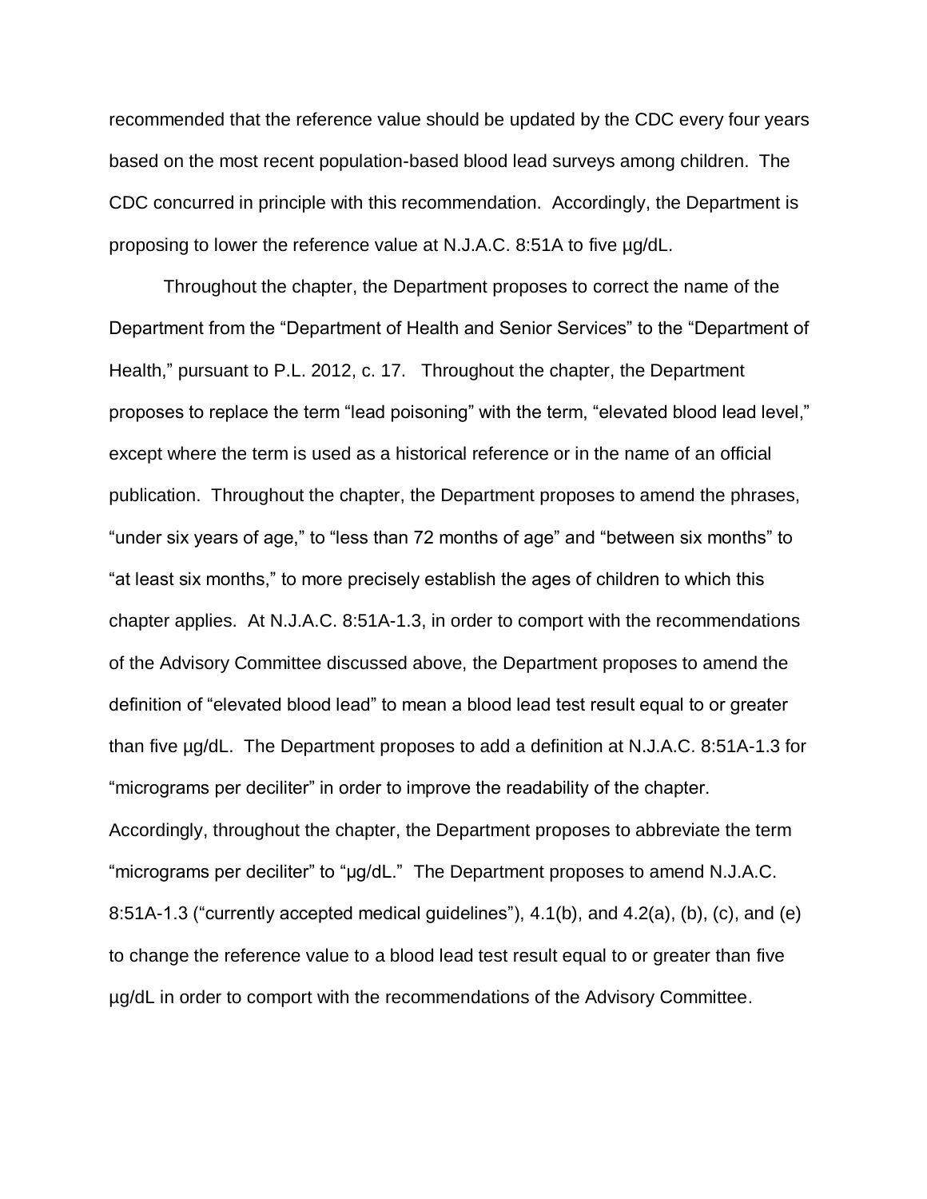recommended that the reference value should be updated by the CDC every four years based on the most recent population-based blood lead surveys among children. The CDC concurred in principle with this recommendation. Accordingly, the Department is proposing to lower the reference value at N.J.A.C. 8:51A to five µg/dL.

Throughout the chapter, the Department proposes to correct the name of the Department from the "Department of Health and Senior Services" to the "Department of Health," pursuant to P.L. 2012, c. 17. Throughout the chapter, the Department proposes to replace the term "lead poisoning" with the term, "elevated blood lead level," except where the term is used as a historical reference or in the name of an official publication. Throughout the chapter, the Department proposes to amend the phrases, "under six years of age," to "less than 72 months of age" and "between six months" to "at least six months," to more precisely establish the ages of children to which this chapter applies. At N.J.A.C. 8:51A-1.3, in order to comport with the recommendations of the Advisory Committee discussed above, the Department proposes to amend the definition of "elevated blood lead" to mean a blood lead test result equal to or greater than five µg/dL. The Department proposes to add a definition at N.J.A.C. 8:51A-1.3 for "micrograms per deciliter" in order to improve the readability of the chapter. Accordingly, throughout the chapter, the Department proposes to abbreviate the term "micrograms per deciliter" to "µg/dL." The Department proposes to amend N.J.A.C. 8:51A-1.3 ("currently accepted medical guidelines"), 4.1(b), and 4.2(a), (b), (c), and (e) to change the reference value to a blood lead test result equal to or greater than five µg/dL in order to comport with the recommendations of the Advisory Committee.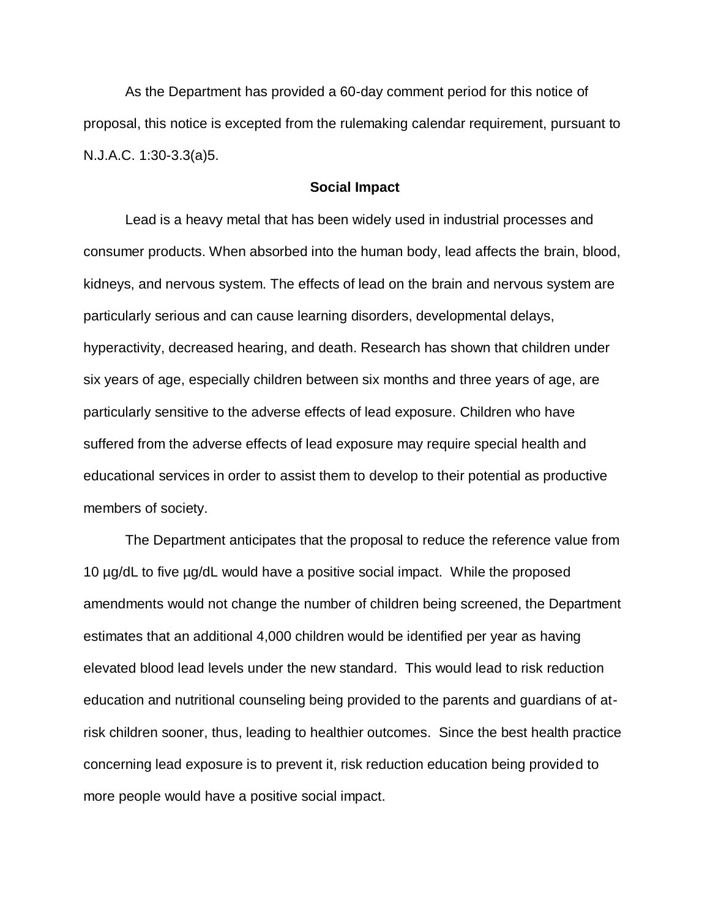As the Department has provided a 60-day comment period for this notice of proposal, this notice is excepted from the rulemaking calendar requirement, pursuant to N.J.A.C. 1:30-3.3(a)5.

**Social Impact**

Lead is a heavy metal that has been widely used in industrial processes and consumer products. When absorbed into the human body, lead affects the brain, blood, kidneys, and nervous system. The effects of lead on the brain and nervous system are particularly serious and can cause learning disorders, developmental delays, hyperactivity, decreased hearing, and death. Research has shown that children under six years of age, especially children between six months and three years of age, are particularly sensitive to the adverse effects of lead exposure. Children who have suffered from the adverse effects of lead exposure may require special health and educational services in order to assist them to develop to their potential as productive members of society.

The Department anticipates that the proposal to reduce the reference value from 10 µg/dL to five µg/dL would have a positive social impact. While the proposed amendments would not change the number of children being screened, the Department estimates that an additional 4,000 children would be identified per year as having elevated blood lead levels under the new standard. This would lead to risk reduction education and nutritional counseling being provided to the parents and guardians of at-risk children sooner, thus, leading to healthier outcomes. Since the best health practice concerning lead exposure is to prevent it, risk reduction education being provided to more people would have a positive social impact.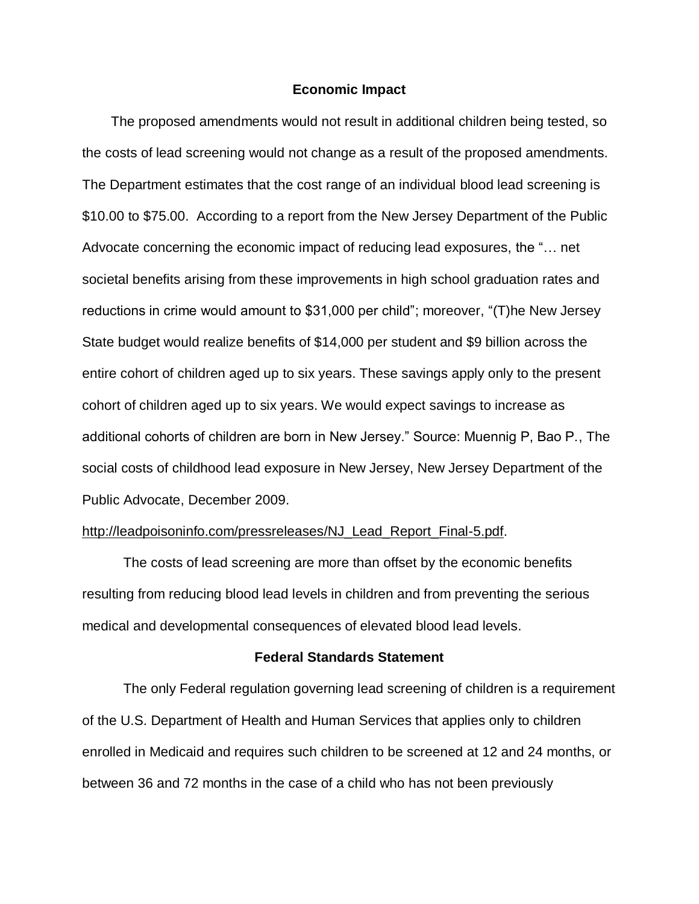**Economic Impact**

The proposed amendments would not result in additional children being tested, so the costs of lead screening would not change as a result of the proposed amendments. The Department estimates that the cost range of an individual blood lead screening is $10.00 to $75.00. According to a report from the New Jersey Department of the Public Advocate concerning the economic impact of reducing lead exposures, the "… net societal benefits arising from these improvements in high school graduation rates and reductions in crime would amount to $31,000 per child"; moreover, "(T)he New Jersey State budget would realize benefits of $14,000 per student and $9 billion across the entire cohort of children aged up to six years. These savings apply only to the present cohort of children aged up to six years. We would expect savings to increase as additional cohorts of children are born in New Jersey." Source: Muennig P, Bao P., The social costs of childhood lead exposure in New Jersey, New Jersey Department of the Public Advocate, December 2009. http://leadpoisoninfo.com/pressreleases/NJ_Lead_Report_Final-5.pdf.

The costs of lead screening are more than offset by the economic benefits resulting from reducing blood lead levels in children and from preventing the serious medical and developmental consequences of elevated blood lead levels.

**Federal Standards Statement**

The only Federal regulation governing lead screening of children is a requirement of the U.S. Department of Health and Human Services that applies only to children enrolled in Medicaid and requires such children to be screened at 12 and 24 months, or between 36 and 72 months in the case of a child who has not been previously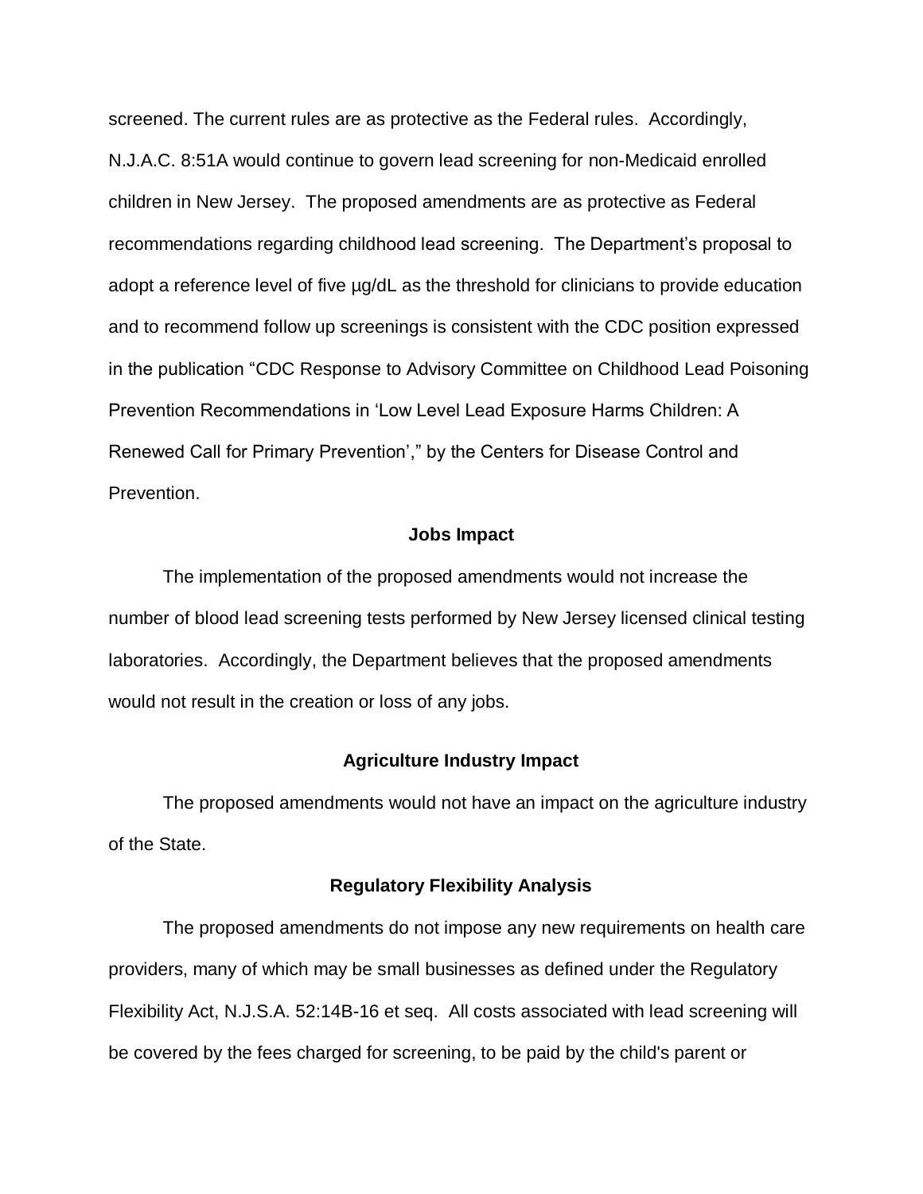screened. The current rules are as protective as the Federal rules. Accordingly, N.J.A.C. 8:51A would continue to govern lead screening for non-Medicaid enrolled children in New Jersey. The proposed amendments are as protective as Federal recommendations regarding childhood lead screening. The Department's proposal to adopt a reference level of five µg/dL as the threshold for clinicians to provide education and to recommend follow up screenings is consistent with the CDC position expressed in the publication "CDC Response to Advisory Committee on Childhood Lead Poisoning Prevention Recommendations in 'Low Level Lead Exposure Harms Children: A Renewed Call for Primary Prevention'," by the Centers for Disease Control and Prevention.

**Jobs Impact**

The implementation of the proposed amendments would not increase the number of blood lead screening tests performed by New Jersey licensed clinical testing laboratories. Accordingly, the Department believes that the proposed amendments would not result in the creation or loss of any jobs.

**Agriculture Industry Impact**

The proposed amendments would not have an impact on the agriculture industry of the State.

**Regulatory Flexibility Analysis**

The proposed amendments do not impose any new requirements on health care providers, many of which may be small businesses as defined under the Regulatory Flexibility Act, N.J.S.A. 52:14B-16 et seq. All costs associated with lead screening will be covered by the fees charged for screening, to be paid by the child's parent or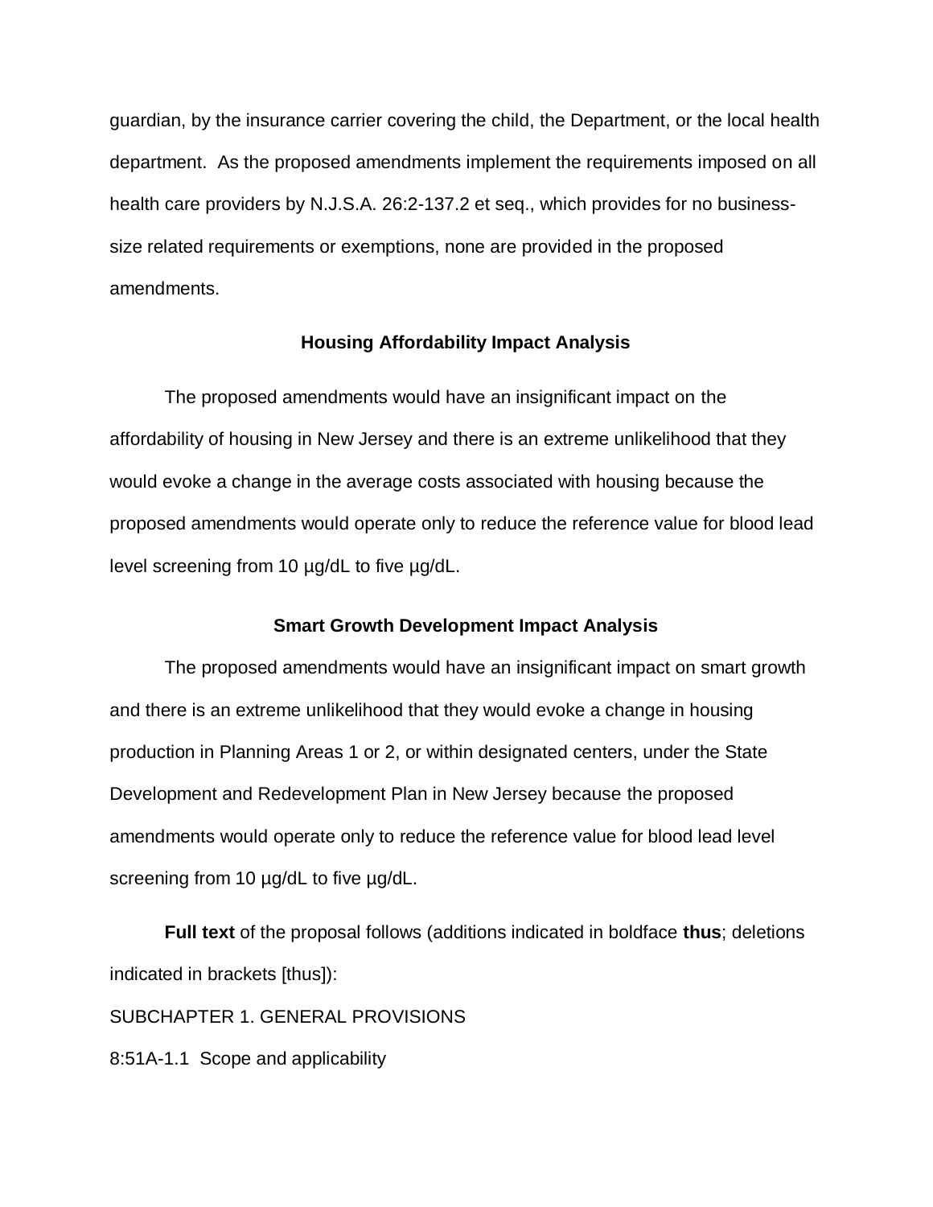guardian, by the insurance carrier covering the child, the Department, or the local health department. As the proposed amendments implement the requirements imposed on all health care providers by N.J.S.A. 26:2-137.2 et seq., which provides for no business-size related requirements or exemptions, none are provided in the proposed amendments.

### Housing Affordability Impact Analysis

The proposed amendments would have an insignificant impact on the affordability of housing in New Jersey and there is an extreme unlikelihood that they would evoke a change in the average costs associated with housing because the proposed amendments would operate only to reduce the reference value for blood lead level screening from 10 µg/dL to five µg/dL.

### Smart Growth Development Impact Analysis

The proposed amendments would have an insignificant impact on smart growth and there is an extreme unlikelihood that they would evoke a change in housing production in Planning Areas 1 or 2, or within designated centers, under the State Development and Redevelopment Plan in New Jersey because the proposed amendments would operate only to reduce the reference value for blood lead level screening from 10 µg/dL to five µg/dL.

**Full text** of the proposal follows (additions indicated in boldface **thus**; deletions indicated in brackets [thus]):

SUBCHAPTER 1. GENERAL PROVISIONS

8:51A-1.1 Scope and applicability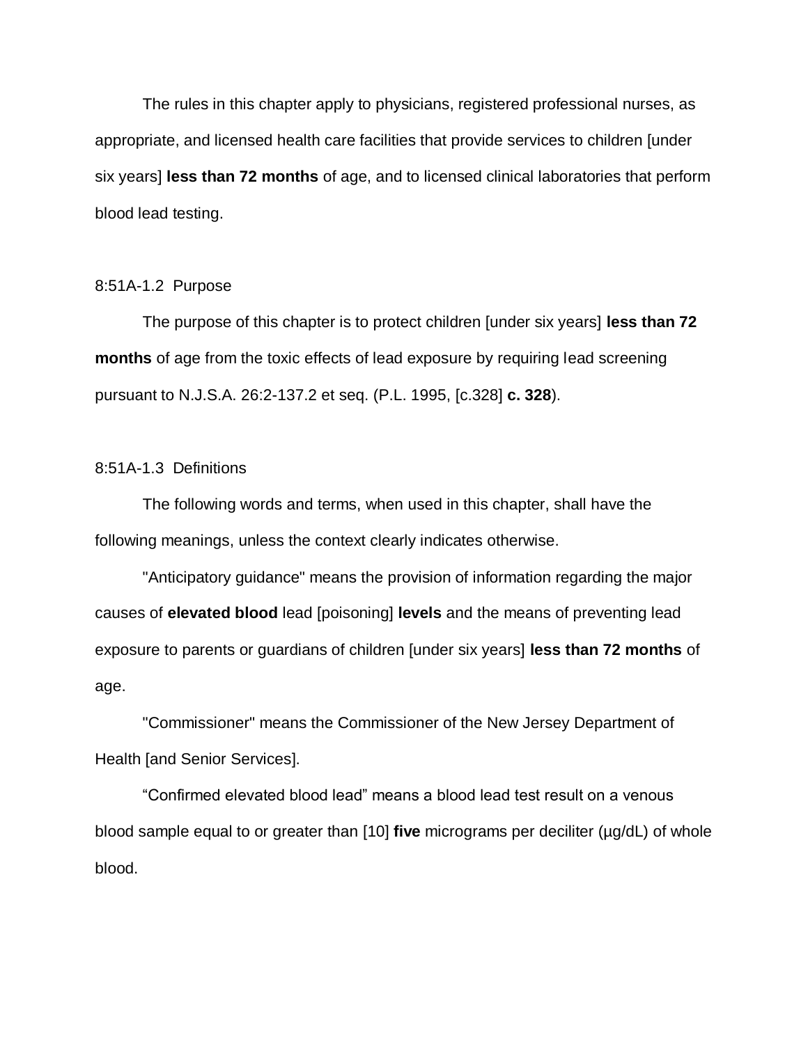The rules in this chapter apply to physicians, registered professional nurses, as appropriate, and licensed health care facilities that provide services to children [under six years] **less than 72 months** of age, and to licensed clinical laboratories that perform blood lead testing.

8:51A-1.2 Purpose

The purpose of this chapter is to protect children [under six years] **less than 72 months** of age from the toxic effects of lead exposure by requiring lead screening pursuant to N.J.S.A. 26:2-137.2 et seq. (P.L. 1995, [c.328] **c. 328**).

8:51A-1.3 Definitions

The following words and terms, when used in this chapter, shall have the following meanings, unless the context clearly indicates otherwise.

"Anticipatory guidance" means the provision of information regarding the major causes of **elevated blood** lead [poisoning] **levels** and the means of preventing lead exposure to parents or guardians of children [under six years] **less than 72 months** of age.

"Commissioner" means the Commissioner of the New Jersey Department of Health [and Senior Services].

"Confirmed elevated blood lead" means a blood lead test result on a venous blood sample equal to or greater than [10] **five** micrograms per deciliter (µg/dL) of whole blood.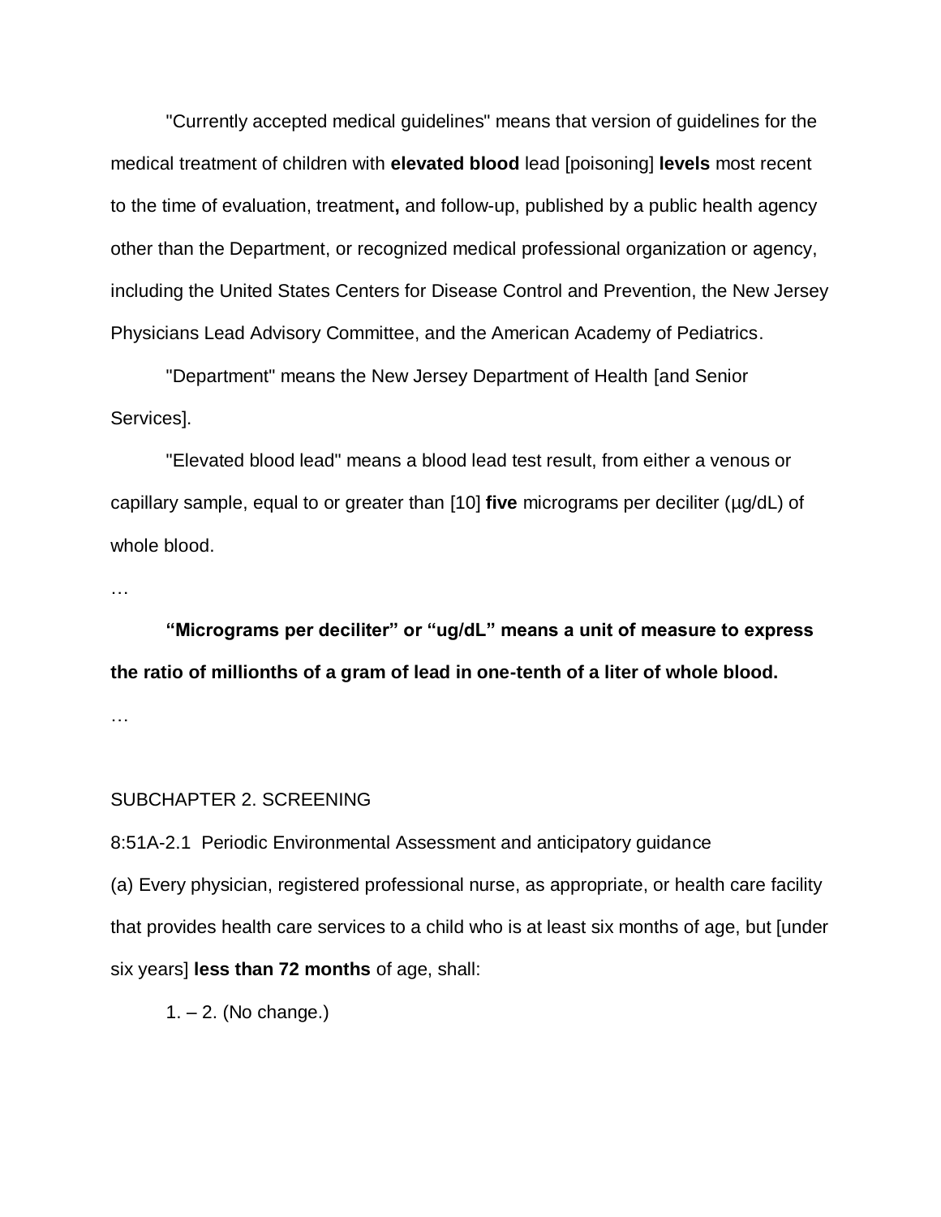"Currently accepted medical guidelines" means that version of guidelines for the medical treatment of children with **elevated blood** lead [poisoning] **levels** most recent to the time of evaluation, treatment**,** and follow-up, published by a public health agency other than the Department, or recognized medical professional organization or agency, including the United States Centers for Disease Control and Prevention, the New Jersey Physicians Lead Advisory Committee, and the American Academy of Pediatrics.

"Department" means the New Jersey Department of Health [and Senior Services].

"Elevated blood lead" means a blood lead test result, from either a venous or capillary sample, equal to or greater than [10] **five** micrograms per deciliter (µg/dL) of whole blood.

…

**"Micrograms per deciliter" or "ug/dL" means a unit of measure to express the ratio of millionths of a gram of lead in one-tenth of a liter of whole blood.**

…

SUBCHAPTER 2. SCREENING

8:51A-2.1 Periodic Environmental Assessment and anticipatory guidance

(a) Every physician, registered professional nurse, as appropriate, or health care facility that provides health care services to a child who is at least six months of age, but [under six years] **less than 72 months** of age, shall:

1. – 2. (No change.)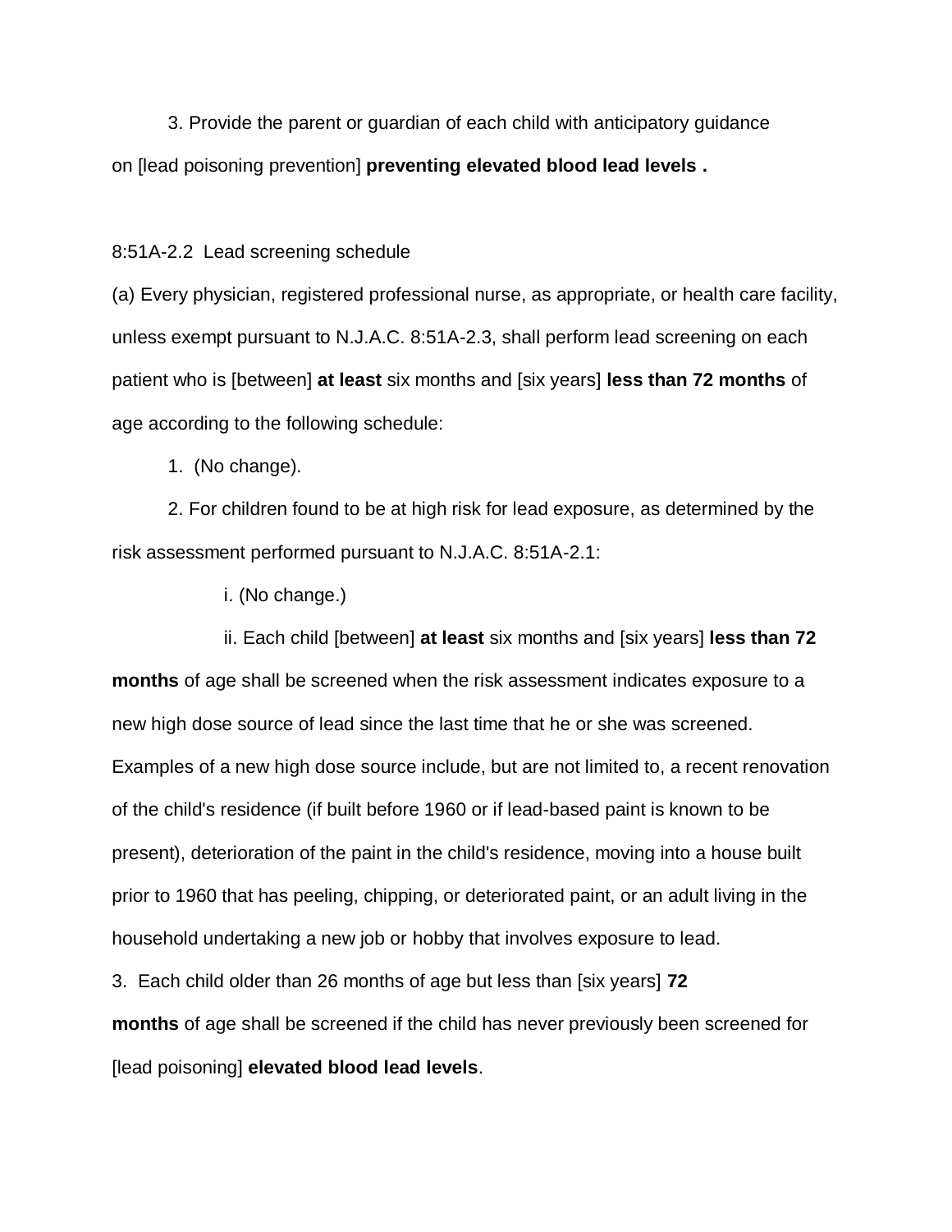3. Provide the parent or guardian of each child with anticipatory guidance on [lead poisoning prevention] **preventing elevated blood lead levels .**

8:51A-2.2 Lead screening schedule

(a) Every physician, registered professional nurse, as appropriate, or health care facility, unless exempt pursuant to N.J.A.C. 8:51A-2.3, shall perform lead screening on each patient who is [between] **at least** six months and [six years] **less than 72 months** of age according to the following schedule:

1. (No change).

2. For children found to be at high risk for lead exposure, as determined by the risk assessment performed pursuant to N.J.A.C. 8:51A-2.1:

i. (No change.)

ii. Each child [between] **at least** six months and [six years] **less than 72 months** of age shall be screened when the risk assessment indicates exposure to a new high dose source of lead since the last time that he or she was screened. Examples of a new high dose source include, but are not limited to, a recent renovation of the child's residence (if built before 1960 or if lead-based paint is known to be present), deterioration of the paint in the child's residence, moving into a house built prior to 1960 that has peeling, chipping, or deteriorated paint, or an adult living in the household undertaking a new job or hobby that involves exposure to lead.

3. Each child older than 26 months of age but less than [six years] **72 months** of age shall be screened if the child has never previously been screened for [lead poisoning] **elevated blood lead levels**.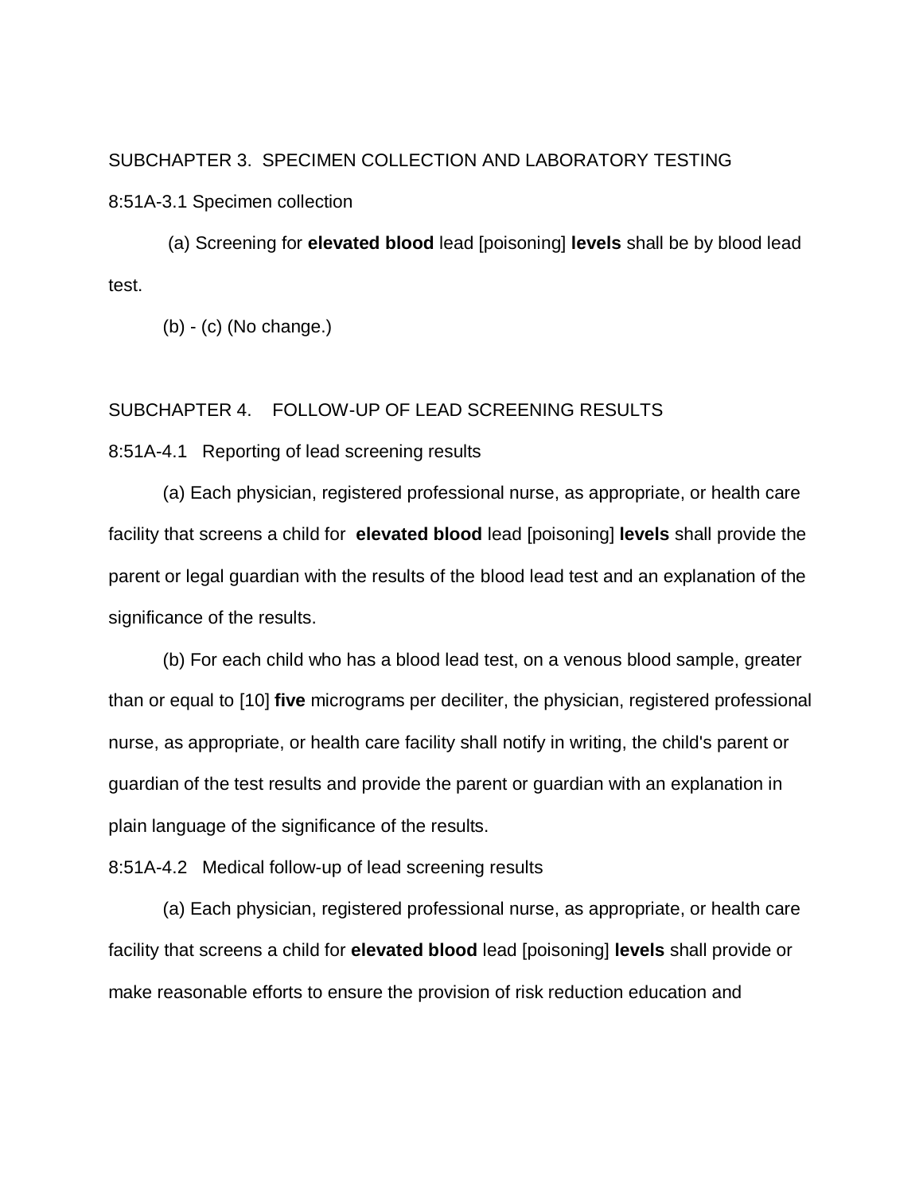SUBCHAPTER 3. SPECIMEN COLLECTION AND LABORATORY TESTING

8:51A-3.1 Specimen collection

(a) Screening for **elevated blood** lead [poisoning] **levels** shall be by blood lead test.

(b) - (c) (No change.)

SUBCHAPTER 4. FOLLOW-UP OF LEAD SCREENING RESULTS

8:51A-4.1 Reporting of lead screening results

(a) Each physician, registered professional nurse, as appropriate, or health care facility that screens a child for **elevated blood** lead [poisoning] **levels** shall provide the parent or legal guardian with the results of the blood lead test and an explanation of the significance of the results.

(b) For each child who has a blood lead test, on a venous blood sample, greater than or equal to [10] **five** micrograms per deciliter, the physician, registered professional nurse, as appropriate, or health care facility shall notify in writing, the child's parent or guardian of the test results and provide the parent or guardian with an explanation in plain language of the significance of the results.

8:51A-4.2 Medical follow-up of lead screening results

(a) Each physician, registered professional nurse, as appropriate, or health care facility that screens a child for **elevated blood** lead [poisoning] **levels** shall provide or make reasonable efforts to ensure the provision of risk reduction education and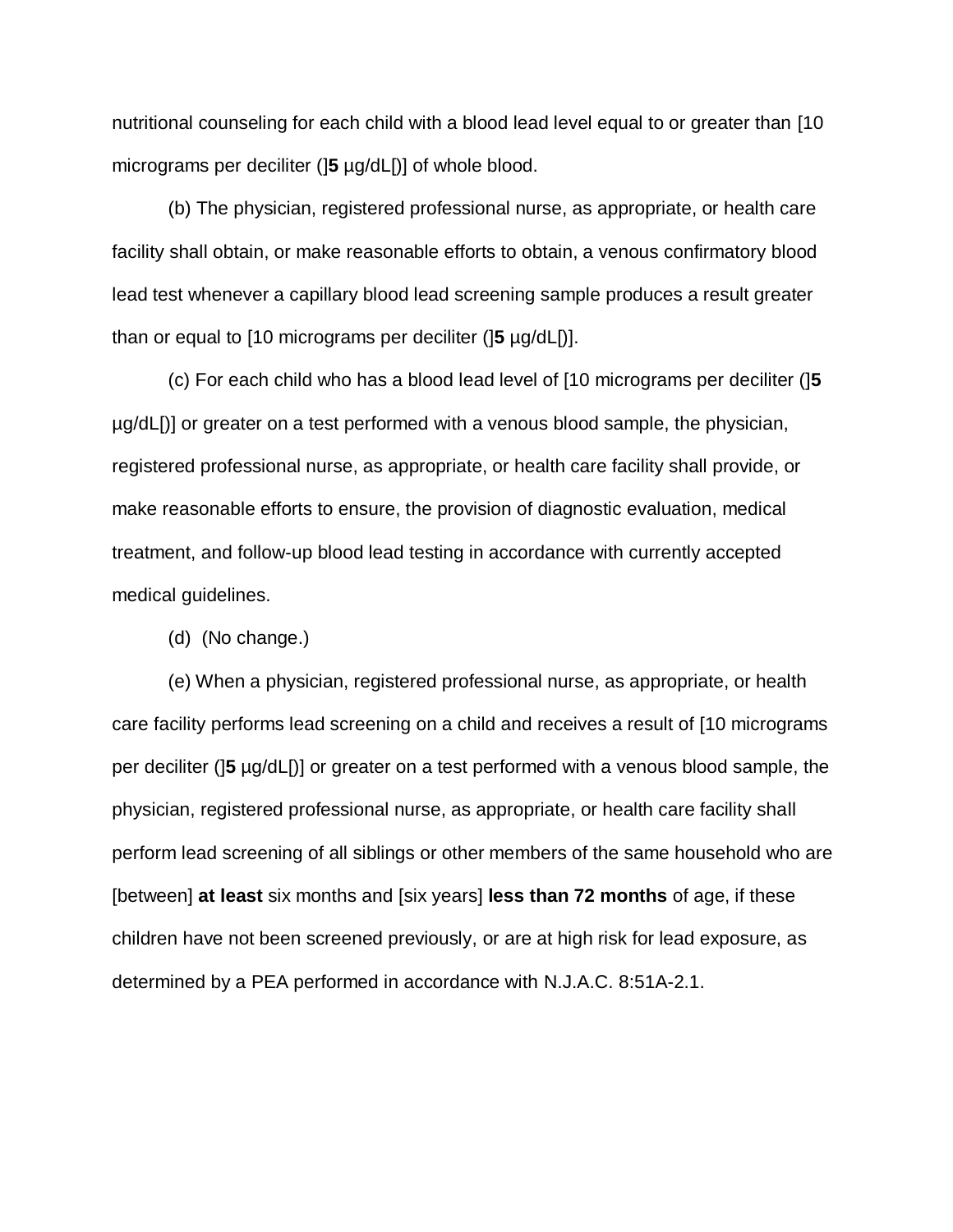nutritional counseling for each child with a blood lead level equal to or greater than [10 micrograms per deciliter (]**5** µg/dL[)] of whole blood.

(b) The physician, registered professional nurse, as appropriate, or health care facility shall obtain, or make reasonable efforts to obtain, a venous confirmatory blood lead test whenever a capillary blood lead screening sample produces a result greater than or equal to [10 micrograms per deciliter (]**5** µg/dL[)].

(c) For each child who has a blood lead level of [10 micrograms per deciliter (]**5** µg/dL[)] or greater on a test performed with a venous blood sample, the physician, registered professional nurse, as appropriate, or health care facility shall provide, or make reasonable efforts to ensure, the provision of diagnostic evaluation, medical treatment, and follow-up blood lead testing in accordance with currently accepted medical guidelines.

(d) (No change.)

(e) When a physician, registered professional nurse, as appropriate, or health care facility performs lead screening on a child and receives a result of [10 micrograms per deciliter (]**5** µg/dL[)] or greater on a test performed with a venous blood sample, the physician, registered professional nurse, as appropriate, or health care facility shall perform lead screening of all siblings or other members of the same household who are [between] **at least** six months and [six years] **less than 72 months** of age, if these children have not been screened previously, or are at high risk for lead exposure, as determined by a PEA performed in accordance with N.J.A.C. 8:51A-2.1.